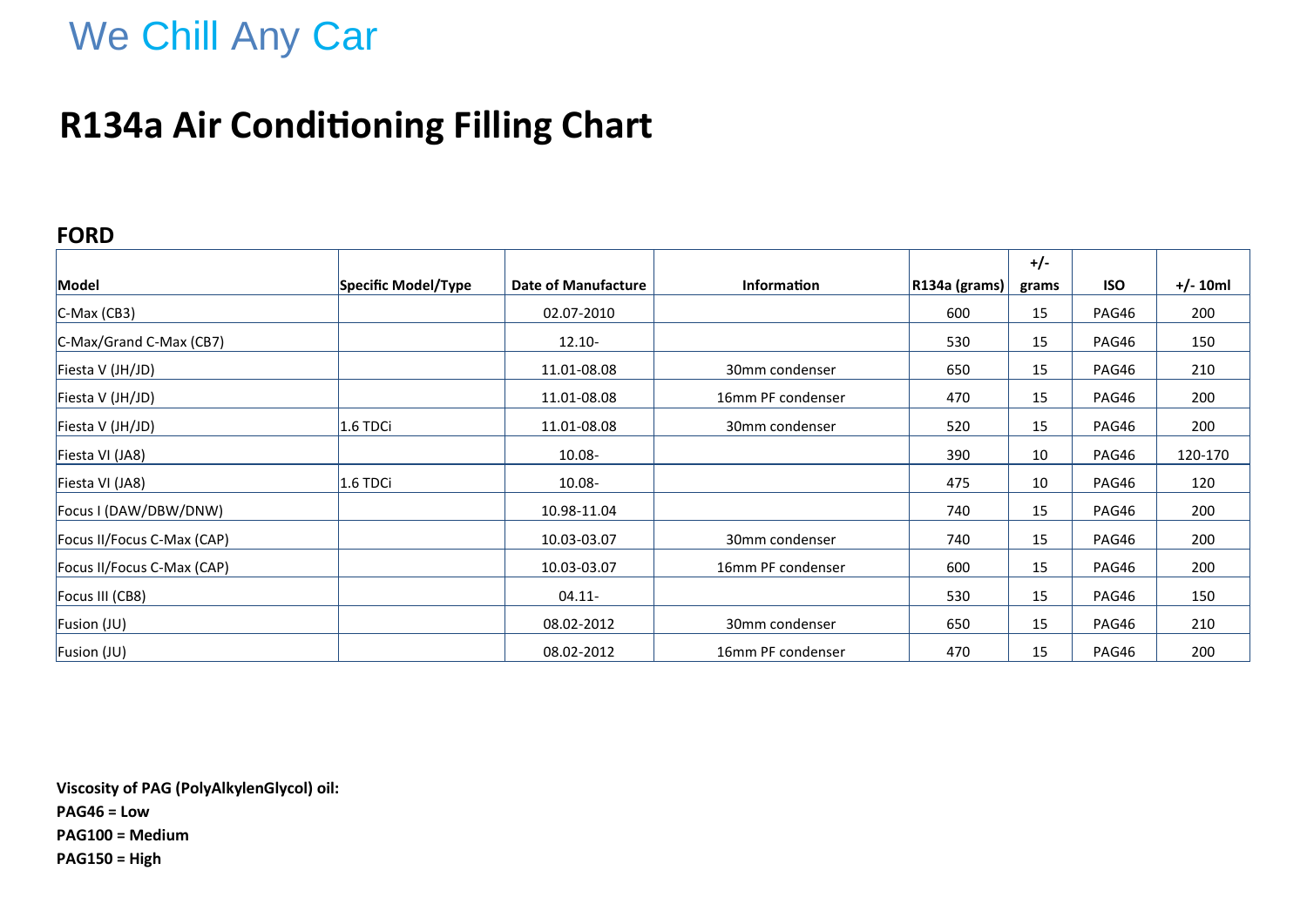We Chill Any Car

# R134a Air Conditioning Filling Chart

## FORD

| Model | Specific Model/Type | Date of Manufacture | Information | R134a (grams) | +/- grams | ISO | +/- 10ml |
|---|---|---|---|---|---|---|---|
| C-Max (CB3) | | 02.07-2010 | | 600 | 15 | PAG46 | 200 |
| C-Max/Grand C-Max (CB7) | | 12.10- | | 530 | 15 | PAG46 | 150 |
| Fiesta V (JH/JD) | | 11.01-08.08 | 30mm condenser | 650 | 15 | PAG46 | 210 |
| Fiesta V (JH/JD) | | 11.01-08.08 | 16mm PF condenser | 470 | 15 | PAG46 | 200 |
| Fiesta V (JH/JD) | 1.6 TDCi | 11.01-08.08 | 30mm condenser | 520 | 15 | PAG46 | 200 |
| Fiesta VI (JA8) | | 10.08- | | 390 | 10 | PAG46 | 120-170 |
| Fiesta VI (JA8) | 1.6 TDCi | 10.08- | | 475 | 10 | PAG46 | 120 |
| Focus I (DAW/DBW/DNW) | | 10.98-11.04 | | 740 | 15 | PAG46 | 200 |
| Focus II/Focus C-Max (CAP) | | 10.03-03.07 | 30mm condenser | 740 | 15 | PAG46 | 200 |
| Focus II/Focus C-Max (CAP) | | 10.03-03.07 | 16mm PF condenser | 600 | 15 | PAG46 | 200 |
| Focus III (CB8) | | 04.11- | | 530 | 15 | PAG46 | 150 |
| Fusion (JU) | | 08.02-2012 | 30mm condenser | 650 | 15 | PAG46 | 210 |
| Fusion (JU) | | 08.02-2012 | 16mm PF condenser | 470 | 15 | PAG46 | 200 |

**Viscosity of PAG (PolyAlkylenGlycol) oil:**

**PAG46 = Low**

**PAG100 = Medium**

**PAG150 = High**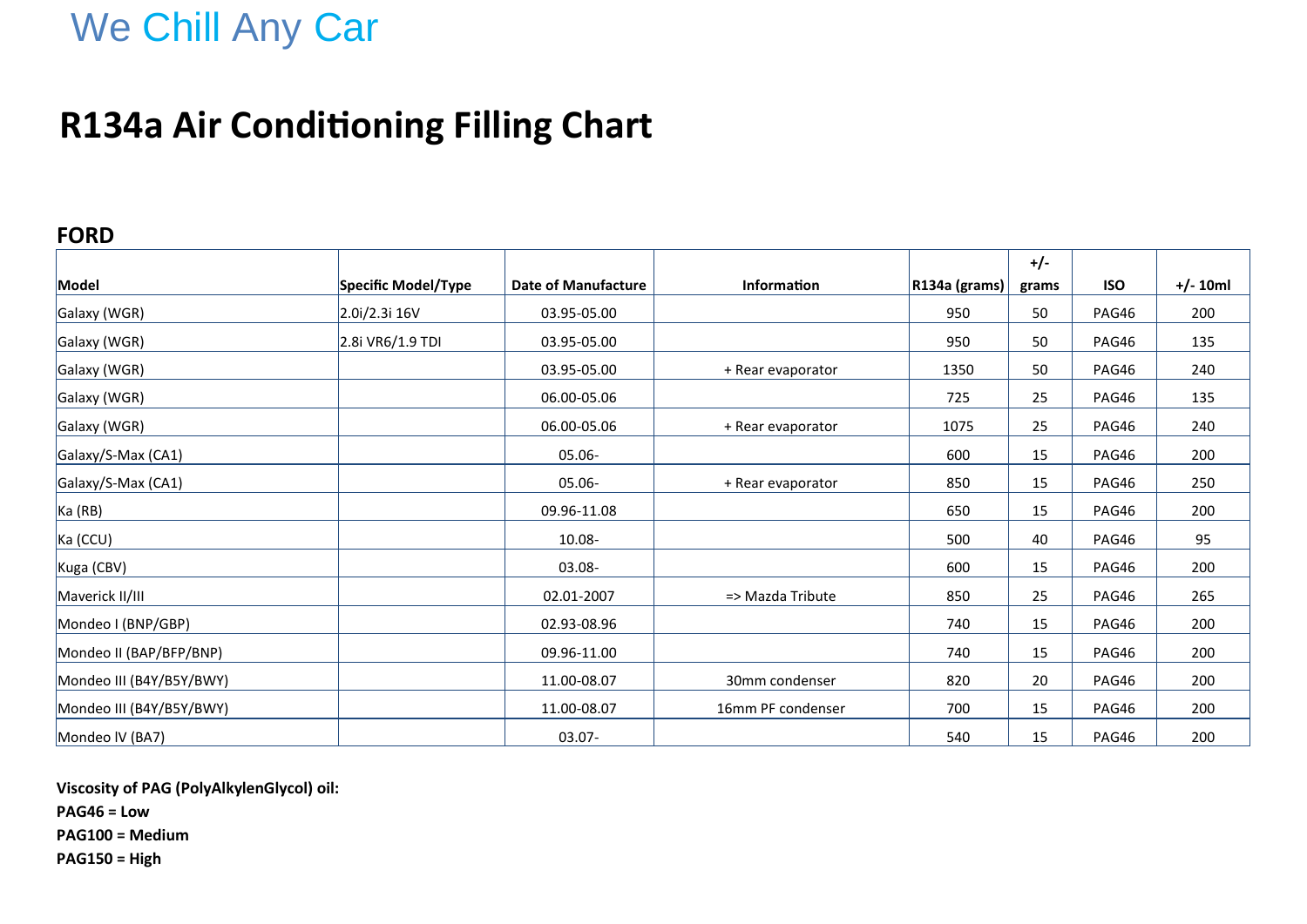We Chill Any Car

# R134a Air Conditioning Filling Chart

## FORD

| Model | Specific Model/Type | Date of Manufacture | Information | R134a (grams) | +/- grams | ISO | +/- 10ml |
|---|---|---|---|---|---|---|---|
| Galaxy (WGR) | 2.0i/2.3i 16V | 03.95-05.00 | | 950 | 50 | PAG46 | 200 |
| Galaxy (WGR) | 2.8i VR6/1.9 TDI | 03.95-05.00 | | 950 | 50 | PAG46 | 135 |
| Galaxy (WGR) | | 03.95-05.00 | + Rear evaporator | 1350 | 50 | PAG46 | 240 |
| Galaxy (WGR) | | 06.00-05.06 | | 725 | 25 | PAG46 | 135 |
| Galaxy (WGR) | | 06.00-05.06 | + Rear evaporator | 1075 | 25 | PAG46 | 240 |
| Galaxy/S-Max (CA1) | | 05.06- | | 600 | 15 | PAG46 | 200 |
| Galaxy/S-Max (CA1) | | 05.06- | + Rear evaporator | 850 | 15 | PAG46 | 250 |
| Ka (RB) | | 09.96-11.08 | | 650 | 15 | PAG46 | 200 |
| Ka (CCU) | | 10.08- | | 500 | 40 | PAG46 | 95 |
| Kuga (CBV) | | 03.08- | | 600 | 15 | PAG46 | 200 |
| Maverick II/III | | 02.01-2007 | => Mazda Tribute | 850 | 25 | PAG46 | 265 |
| Mondeo I (BNP/GBP) | | 02.93-08.96 | | 740 | 15 | PAG46 | 200 |
| Mondeo II (BAP/BFP/BNP) | | 09.96-11.00 | | 740 | 15 | PAG46 | 200 |
| Mondeo III (B4Y/B5Y/BWY) | | 11.00-08.07 | 30mm condenser | 820 | 20 | PAG46 | 200 |
| Mondeo III (B4Y/B5Y/BWY) | | 11.00-08.07 | 16mm PF condenser | 700 | 15 | PAG46 | 200 |
| Mondeo lV (BA7) | | 03.07- | | 540 | 15 | PAG46 | 200 |

**Viscosity of PAG (PolyAlkylenGlycol) oil:**
**PAG46 = Low**
**PAG100 = Medium**
**PAG150 = High**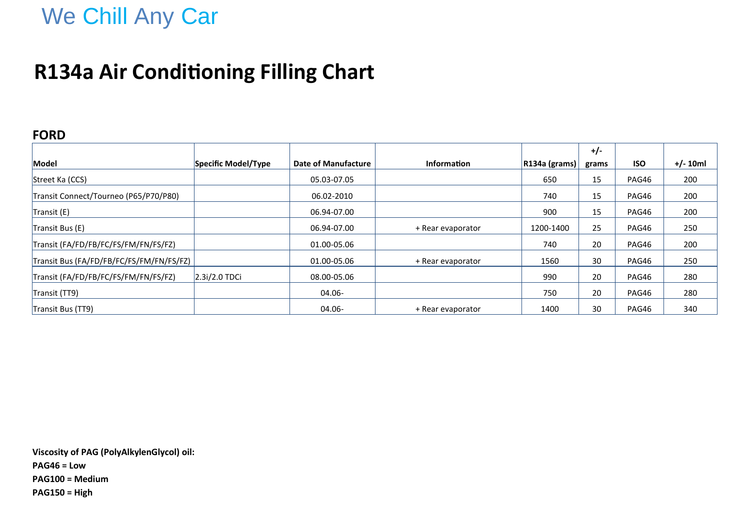We Chill Any Car

# R134a Air Conditioning Filling Chart

## FORD

| Model | Specific Model/Type | Date of Manufacture | Information | R134a (grams) | +/- grams | ISO | +/- 10ml |
|---|---|---|---|---|---|---|---|
| Street Ka (CCS) | | 05.03-07.05 | | 650 | 15 | PAG46 | 200 |
| Transit Connect/Tourneo (P65/P70/P80) | | 06.02-2010 | | 740 | 15 | PAG46 | 200 |
| Transit (E) | | 06.94-07.00 | | 900 | 15 | PAG46 | 200 |
| Transit Bus (E) | | 06.94-07.00 | + Rear evaporator | 1200-1400 | 25 | PAG46 | 250 |
| Transit (FA/FD/FB/FC/FS/FM/FN/FS/FZ) | | 01.00-05.06 | | 740 | 20 | PAG46 | 200 |
| Transit Bus (FA/FD/FB/FC/FS/FM/FN/FS/FZ) | | 01.00-05.06 | + Rear evaporator | 1560 | 30 | PAG46 | 250 |
| Transit (FA/FD/FB/FC/FS/FM/FN/FS/FZ) | 2.3i/2.0 TDCi | 08.00-05.06 | | 990 | 20 | PAG46 | 280 |
| Transit (TT9) | | 04.06- | | 750 | 20 | PAG46 | 280 |
| Transit Bus (TT9) | | 04.06- | + Rear evaporator | 1400 | 30 | PAG46 | 340 |

**Viscosity of PAG (PolyAlkylenGlycol) oil:**
**PAG46 = Low**
**PAG100 = Medium**
**PAG150 = High**